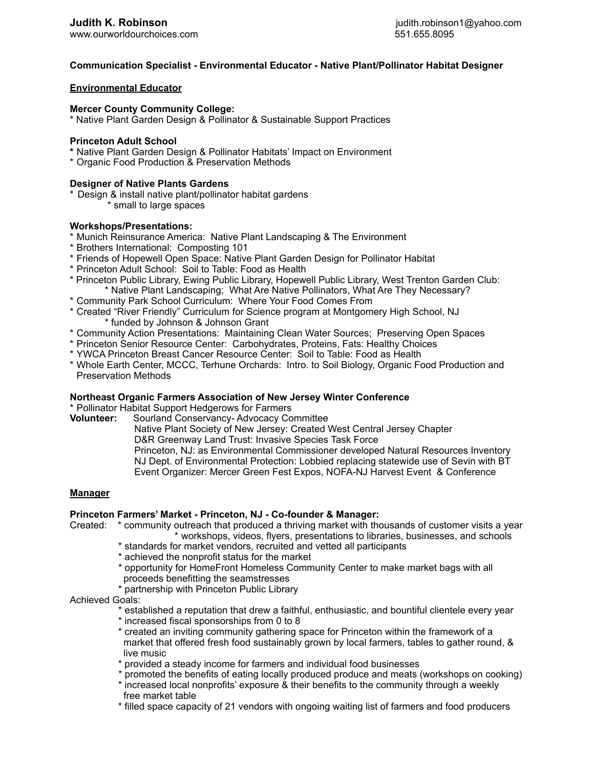**Judith K. Robinson** judith.robinson1@yahoo.com
www.ourworldourchoices.com 551.655.8095

**Communication Specialist - Environmental Educator - Native Plant/Pollinator Habitat Designer**

## Environmental Educator

**Mercer County Community College:**
* Native Plant Garden Design & Pollinator & Sustainable Support Practices

**Princeton Adult School**
* Native Plant Garden Design & Pollinator Habitats' Impact on Environment
* Organic Food Production & Preservation Methods

**Designer of Native Plants Gardens**
* Design & install native plant/pollinator habitat gardens
    * small to large spaces

**Workshops/Presentations:**
* Munich Reinsurance America: Native Plant Landscaping & The Environment
* Brothers International: Composting 101
* Friends of Hopewell Open Space: Native Plant Garden Design for Pollinator Habitat
* Princeton Adult School: Soil to Table: Food as Health
* Princeton Public Library, Ewing Public Library, Hopewell Public Library, West Trenton Garden Club:
    * Native Plant Landscaping; What Are Native Pollinators, What Are They Necessary?
* Community Park School Curriculum: Where Your Food Comes From
* Created "River Friendly" Curriculum for Science program at Montgomery High School, NJ
    * funded by Johnson & Johnson Grant
* Community Action Presentations: Maintaining Clean Water Sources; Preserving Open Spaces
* Princeton Senior Resource Center: Carbohydrates, Proteins, Fats: Healthy Choices
* YWCA Princeton Breast Cancer Resource Center: Soil to Table: Food as Health
* Whole Earth Center, MCCC, Terhune Orchards: Intro. to Soil Biology, Organic Food Production and Preservation Methods

**Northeast Organic Farmers Association of New Jersey Winter Conference**
* Pollinator Habitat Support Hedgerows for Farmers

**Volunteer:**
- Sourland Conservancy- Advocacy Committee
- Native Plant Society of New Jersey: Created West Central Jersey Chapter
- D&R Greenway Land Trust: Invasive Species Task Force
- Princeton, NJ: as Environmental Commissioner developed Natural Resources Inventory
- NJ Dept. of Environmental Protection: Lobbied replacing statewide use of Sevin with BT
- Event Organizer: Mercer Green Fest Expos, NOFA-NJ Harvest Event & Conference

## Manager

**Princeton Farmers' Market - Princeton, NJ - Co-founder & Manager:**

Created:
* community outreach that produced a thriving market with thousands of customer visits a year
    * workshops, videos, flyers, presentations to libraries, businesses, and schools
* standards for market vendors, recruited and vetted all participants
* achieved the nonprofit status for the market
* opportunity for HomeFront Homeless Community Center to make market bags with all proceeds benefitting the seamstresses
* partnership with Princeton Public Library

Achieved Goals:
* established a reputation that drew a faithful, enthusiastic, and bountiful clientele every year
* increased fiscal sponsorships from 0 to 8
* created an inviting community gathering space for Princeton within the framework of a market that offered fresh food sustainably grown by local farmers, tables to gather round, & live music
* provided a steady income for farmers and individual food businesses
* promoted the benefits of eating locally produced produce and meats (workshops on cooking)
* increased local nonprofits' exposure & their benefits to the community through a weekly free market table
* filled space capacity of 21 vendors with ongoing waiting list of farmers and food producers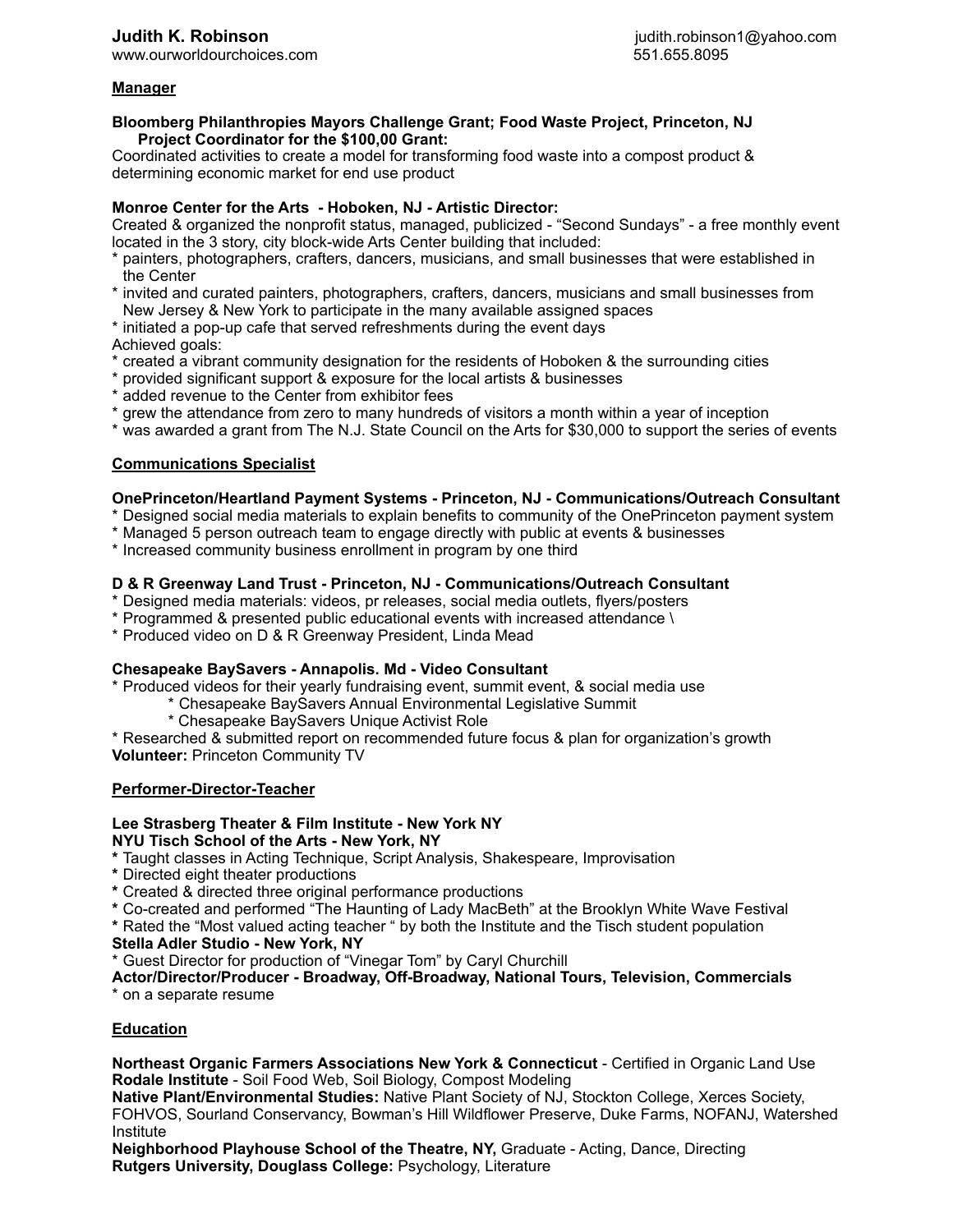**Judith K. Robinson** judith.robinson1@yahoo.com
www.ourworldourchoices.com 551.655.8095

## Manager

**Bloomberg Philanthropies Mayors Challenge Grant; Food Waste Project, Princeton, NJ**
**Project Coordinator for the $100,00 Grant:**
Coordinated activities to create a model for transforming food waste into a compost product & determining economic market for end use product

**Monroe Center for the Arts - Hoboken, NJ - Artistic Director:**
Created & organized the nonprofit status, managed, publicized - "Second Sundays" - a free monthly event located in the 3 story, city block-wide Arts Center building that included:
* painters, photographers, crafters, dancers, musicians, and small businesses that were established in the Center
* invited and curated painters, photographers, crafters, dancers, musicians and small businesses from New Jersey & New York to participate in the many available assigned spaces
* initiated a pop-up cafe that served refreshments during the event days

Achieved goals:
* created a vibrant community designation for the residents of Hoboken & the surrounding cities
* provided significant support & exposure for the local artists & businesses
* added revenue to the Center from exhibitor fees
* grew the attendance from zero to many hundreds of visitors a month within a year of inception
* was awarded a grant from The N.J. State Council on the Arts for $30,000 to support the series of events

## Communications Specialist

**OnePrinceton/Heartland Payment Systems - Princeton, NJ - Communications/Outreach Consultant**
* Designed social media materials to explain benefits to community of the OnePrinceton payment system
* Managed 5 person outreach team to engage directly with public at events & businesses
* Increased community business enrollment in program by one third

**D & R Greenway Land Trust - Princeton, NJ - Communications/Outreach Consultant**
* Designed media materials: videos, pr releases, social media outlets, flyers/posters
* Programmed & presented public educational events with increased attendance \
* Produced video on D & R Greenway President, Linda Mead

**Chesapeake BaySavers - Annapolis. Md - Video Consultant**
* Produced videos for their yearly fundraising event, summit event, & social media use
    * Chesapeake BaySavers Annual Environmental Legislative Summit
    * Chesapeake BaySavers Unique Activist Role
* Researched & submitted report on recommended future focus & plan for organization's growth

**Volunteer:** Princeton Community TV

## Performer-Director-Teacher

**Lee Strasberg Theater & Film Institute - New York NY**
**NYU Tisch School of the Arts - New York, NY**
* Taught classes in Acting Technique, Script Analysis, Shakespeare, Improvisation
* Directed eight theater productions
* Created & directed three original performance productions
* Co-created and performed "The Haunting of Lady MacBeth" at the Brooklyn White Wave Festival
* Rated the "Most valued acting teacher " by both the Institute and the Tisch student population

**Stella Adler Studio - New York, NY**
* Guest Director for production of "Vinegar Tom" by Caryl Churchill

**Actor/Director/Producer - Broadway, Off-Broadway, National Tours, Television, Commercials**
* on a separate resume

## Education

**Northeast Organic Farmers Associations New York & Connecticut** - Certified in Organic Land Use
**Rodale Institute** - Soil Food Web, Soil Biology, Compost Modeling
**Native Plant/Environmental Studies:** Native Plant Society of NJ, Stockton College, Xerces Society, FOHVOS, Sourland Conservancy, Bowman's Hill Wildflower Preserve, Duke Farms, NOFANJ, Watershed Institute
**Neighborhood Playhouse School of the Theatre, NY,** Graduate - Acting, Dance, Directing
**Rutgers University, Douglass College:** Psychology, Literature